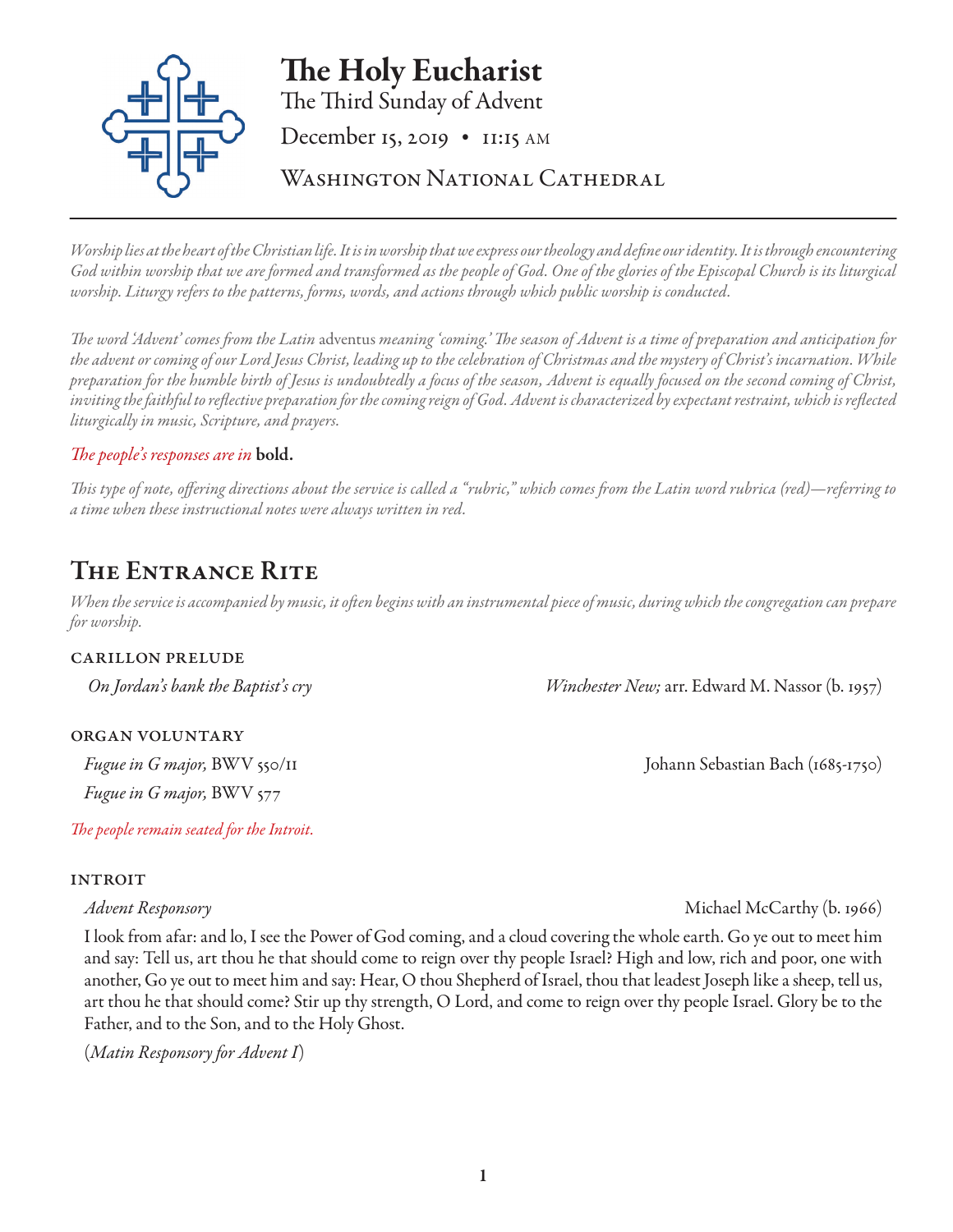# The Holy Eucharist

The Third Sunday of Advent

December 15, 2019 • 11:15 AM

Washington National Cathedral

---

*Worship lies at the heart of the Christian life. It is in worship that we express our theology and define our identity. It is through encountering God within worship that we are formed and transformed as the people of God. One of the glories of the Episcopal Church is its liturgical worship. Liturgy refers to the patterns, forms, words, and actions through which public worship is conducted.*

*The word 'Advent' comes from the Latin* adventus *meaning 'coming.' The season of Advent is a time of preparation and anticipation for the advent or coming of our Lord Jesus Christ, leading up to the celebration of Christmas and the mystery of Christ's incarnation. While preparation for the humble birth of Jesus is undoubtedly a focus of the season, Advent is equally focused on the second coming of Christ, inviting the faithful to reflective preparation for the coming reign of God. Advent is characterized by expectant restraint, which is reflected liturgically in music, Scripture, and prayers.*

*The people's responses are in* **bold.**

*This type of note, offering directions about the service is called a "rubric," which comes from the Latin word rubrica (red)—referring to a time when these instructional notes were always written in red.*

## The Entrance Rite

*When the service is accompanied by music, it often begins with an instrumental piece of music, during which the congregation can prepare for worship.*

### Carillon Prelude

*On Jordan's bank the Baptist's cry* — *Winchester New;* arr. Edward M. Nassor (b. 1957)

### Organ Voluntary

*Fugue in G major,* BWV 550/ii — Johann Sebastian Bach (1685-1750)

*Fugue in G major,* BWV 577

*The people remain seated for the Introit.*

### Introit

*Advent Responsory* — Michael McCarthy (b. 1966)

I look from afar: and lo, I see the Power of God coming, and a cloud covering the whole earth. Go ye out to meet him and say: Tell us, art thou he that should come to reign over thy people Israel? High and low, rich and poor, one with another, Go ye out to meet him and say: Hear, O thou Shepherd of Israel, thou that leadest Joseph like a sheep, tell us, art thou he that should come? Stir up thy strength, O Lord, and come to reign over thy people Israel. Glory be to the Father, and to the Son, and to the Holy Ghost.

(*Matin Responsory for Advent I*)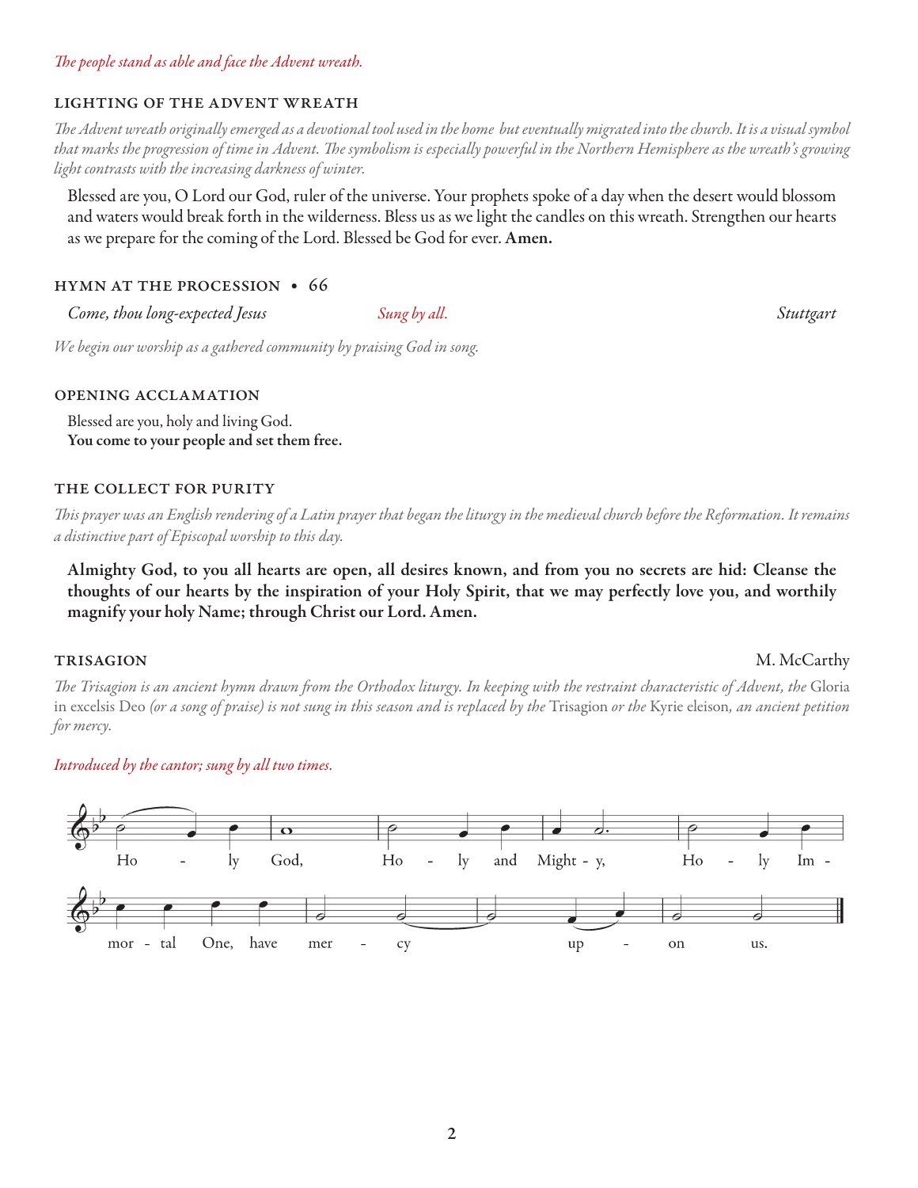*The people stand as able and face the Advent wreath.*

### LIGHTING OF THE ADVENT WREATH

*The Advent wreath originally emerged as a devotional tool used in the home but eventually migrated into the church. It is a visual symbol that marks the progression of time in Advent. The symbolism is especially powerful in the Northern Hemisphere as the wreath's growing light contrasts with the increasing darkness of winter.*

Blessed are you, O Lord our God, ruler of the universe. Your prophets spoke of a day when the desert would blossom and waters would break forth in the wilderness. Bless us as we light the candles on this wreath. Strengthen our hearts as we prepare for the coming of the Lord. Blessed be God for ever. **Amen.**

### HYMN AT THE PROCESSION • 66

*Come, thou long-expected Jesus* — *Sung by all.* — *Stuttgart*

*We begin our worship as a gathered community by praising God in song.*

### OPENING ACCLAMATION

Blessed are you, holy and living God.
**You come to your people and set them free.**

### THE COLLECT FOR PURITY

*This prayer was an English rendering of a Latin prayer that began the liturgy in the medieval church before the Reformation. It remains a distinctive part of Episcopal worship to this day.*

**Almighty God, to you all hearts are open, all desires known, and from you no secrets are hid: Cleanse the thoughts of our hearts by the inspiration of your Holy Spirit, that we may perfectly love you, and worthily magnify your holy Name; through Christ our Lord. Amen.**

### TRISAGION

M. McCarthy

*The Trisagion is an ancient hymn drawn from the Orthodox liturgy. In keeping with the restraint characteristic of Advent, the* Gloria in excelsis Deo *(or a song of praise) is not sung in this season and is replaced by the* Trisagion *or the* Kyrie eleison*, an ancient petition for mercy.*

*Introduced by the cantor; sung by all two times.*

Holy God, Holy and Mighty, Holy Immortal One, have mercy upon us.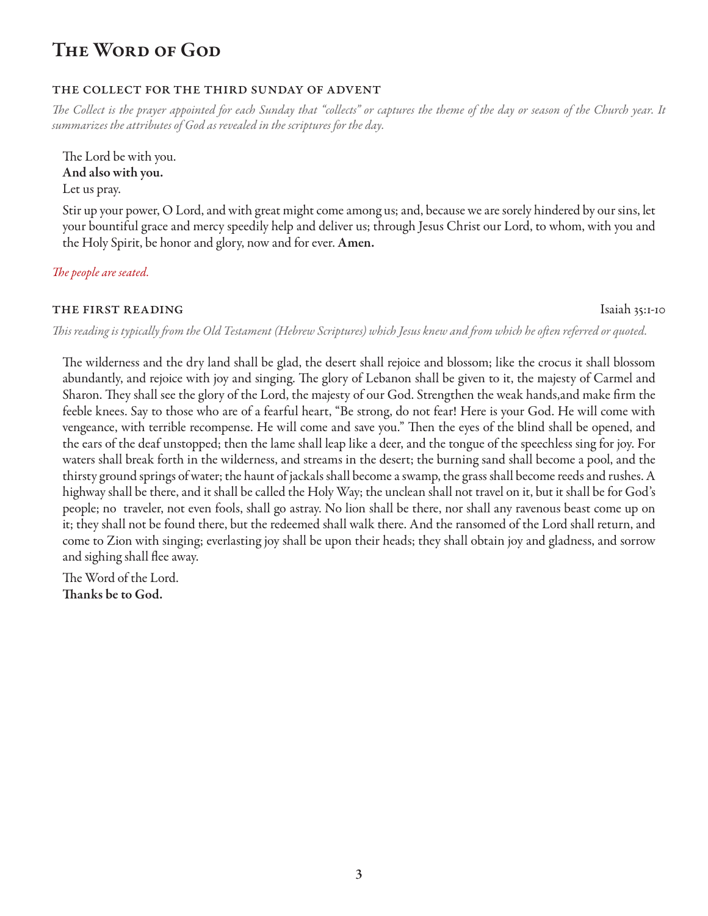# The Word of God

### THE COLLECT FOR THE THIRD SUNDAY OF ADVENT

*The Collect is the prayer appointed for each Sunday that "collects" or captures the theme of the day or season of the Church year. It summarizes the attributes of God as revealed in the scriptures for the day.*

The Lord be with you.
**And also with you.**
Let us pray.

Stir up your power, O Lord, and with great might come among us; and, because we are sorely hindered by our sins, let your bountiful grace and mercy speedily help and deliver us; through Jesus Christ our Lord, to whom, with you and the Holy Spirit, be honor and glory, now and for ever. **Amen.**

*The people are seated.*

### THE FIRST READING — Isaiah 35:1-10

*This reading is typically from the Old Testament (Hebrew Scriptures) which Jesus knew and from which he often referred or quoted.*

The wilderness and the dry land shall be glad, the desert shall rejoice and blossom; like the crocus it shall blossom abundantly, and rejoice with joy and singing. The glory of Lebanon shall be given to it, the majesty of Carmel and Sharon. They shall see the glory of the Lord, the majesty of our God. Strengthen the weak hands,and make firm the feeble knees. Say to those who are of a fearful heart, "Be strong, do not fear! Here is your God. He will come with vengeance, with terrible recompense. He will come and save you." Then the eyes of the blind shall be opened, and the ears of the deaf unstopped; then the lame shall leap like a deer, and the tongue of the speechless sing for joy. For waters shall break forth in the wilderness, and streams in the desert; the burning sand shall become a pool, and the thirsty ground springs of water; the haunt of jackals shall become a swamp, the grass shall become reeds and rushes. A highway shall be there, and it shall be called the Holy Way; the unclean shall not travel on it, but it shall be for God's people; no traveler, not even fools, shall go astray. No lion shall be there, nor shall any ravenous beast come up on it; they shall not be found there, but the redeemed shall walk there. And the ransomed of the Lord shall return, and come to Zion with singing; everlasting joy shall be upon their heads; they shall obtain joy and gladness, and sorrow and sighing shall flee away.

The Word of the Lord.
**Thanks be to God.**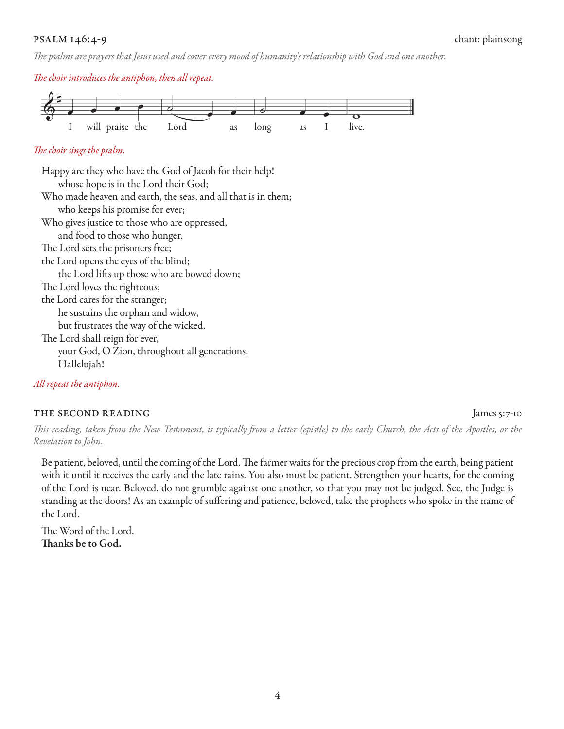## PSALM 146:4-9 — chant: plainsong

*The psalms are prayers that Jesus used and cover every mood of humanity's relationship with God and one another.*

*The choir introduces the antiphon, then all repeat.*

I will praise the Lord as long as I live.

*The choir sings the psalm.*

Happy are they who have the God of Jacob for their help!
  whose hope is in the Lord their God;
Who made heaven and earth, the seas, and all that is in them;
  who keeps his promise for ever;
Who gives justice to those who are oppressed,
  and food to those who hunger.
The Lord sets the prisoners free;
the Lord opens the eyes of the blind;
  the Lord lifts up those who are bowed down;
The Lord loves the righteous;
the Lord cares for the stranger;
  he sustains the orphan and widow,
  but frustrates the way of the wicked.
The Lord shall reign for ever,
  your God, O Zion, throughout all generations.
  Hallelujah!

*All repeat the antiphon.*

## THE SECOND READING — James 5:7-10

*This reading, taken from the New Testament, is typically from a letter (epistle) to the early Church, the Acts of the Apostles, or the Revelation to John.*

Be patient, beloved, until the coming of the Lord. The farmer waits for the precious crop from the earth, being patient with it until it receives the early and the late rains. You also must be patient. Strengthen your hearts, for the coming of the Lord is near. Beloved, do not grumble against one another, so that you may not be judged. See, the Judge is standing at the doors! As an example of suffering and patience, beloved, take the prophets who spoke in the name of the Lord.

The Word of the Lord.
**Thanks be to God.**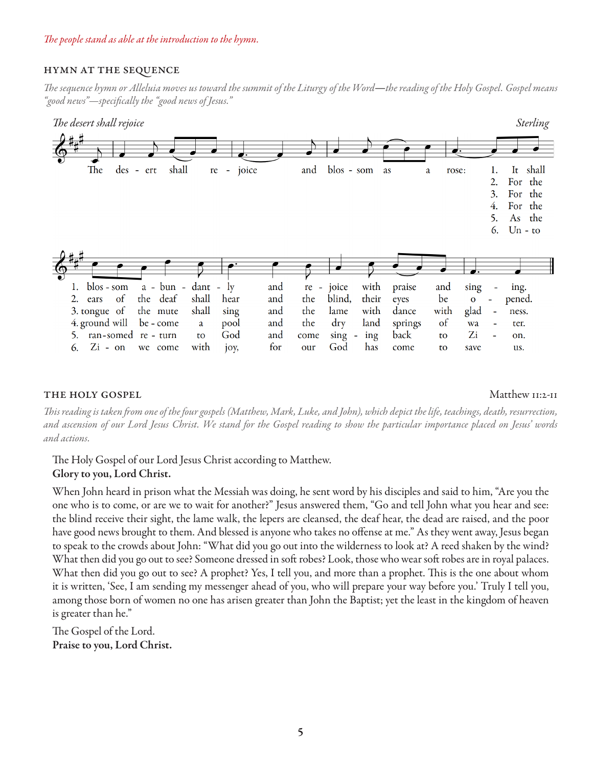*The people stand as able at the introduction to the hymn.*

## HYMN AT THE SEQUENCE

*The sequence hymn or Alleluia moves us toward the summit of the Liturgy of the Word—the reading of the Holy Gospel. Gospel means "good news"—specifically the "good news of Jesus."*

*The desert shall rejoice* — *Sterling*

The desert shall rejoice and blossom as a rose:

1. It shall blossom abundantly and rejoice with praise and singing.
2. For the ears of the deaf shall hear and the blind, their eyes be opened.
3. For the tongue of the mute shall sing and the lame with dance with gladness.
4. For the ground will become a pool and the dry land springs of water.
5. As the ransomed return to God and come singing back to Zion.
6. Unto Zion we come with joy, for our God has come to save us.

## THE HOLY GOSPEL

Matthew 11:2-11

*This reading is taken from one of the four gospels (Matthew, Mark, Luke, and John), which depict the life, teachings, death, resurrection, and ascension of our Lord Jesus Christ. We stand for the Gospel reading to show the particular importance placed on Jesus' words and actions.*

The Holy Gospel of our Lord Jesus Christ according to Matthew.
**Glory to you, Lord Christ.**

When John heard in prison what the Messiah was doing, he sent word by his disciples and said to him, "Are you the one who is to come, or are we to wait for another?" Jesus answered them, "Go and tell John what you hear and see: the blind receive their sight, the lame walk, the lepers are cleansed, the deaf hear, the dead are raised, and the poor have good news brought to them. And blessed is anyone who takes no offense at me." As they went away, Jesus began to speak to the crowds about John: "What did you go out into the wilderness to look at? A reed shaken by the wind? What then did you go out to see? Someone dressed in soft robes? Look, those who wear soft robes are in royal palaces. What then did you go out to see? A prophet? Yes, I tell you, and more than a prophet. This is the one about whom it is written, 'See, I am sending my messenger ahead of you, who will prepare your way before you.' Truly I tell you, among those born of women no one has arisen greater than John the Baptist; yet the least in the kingdom of heaven is greater than he."

The Gospel of the Lord.
**Praise to you, Lord Christ.**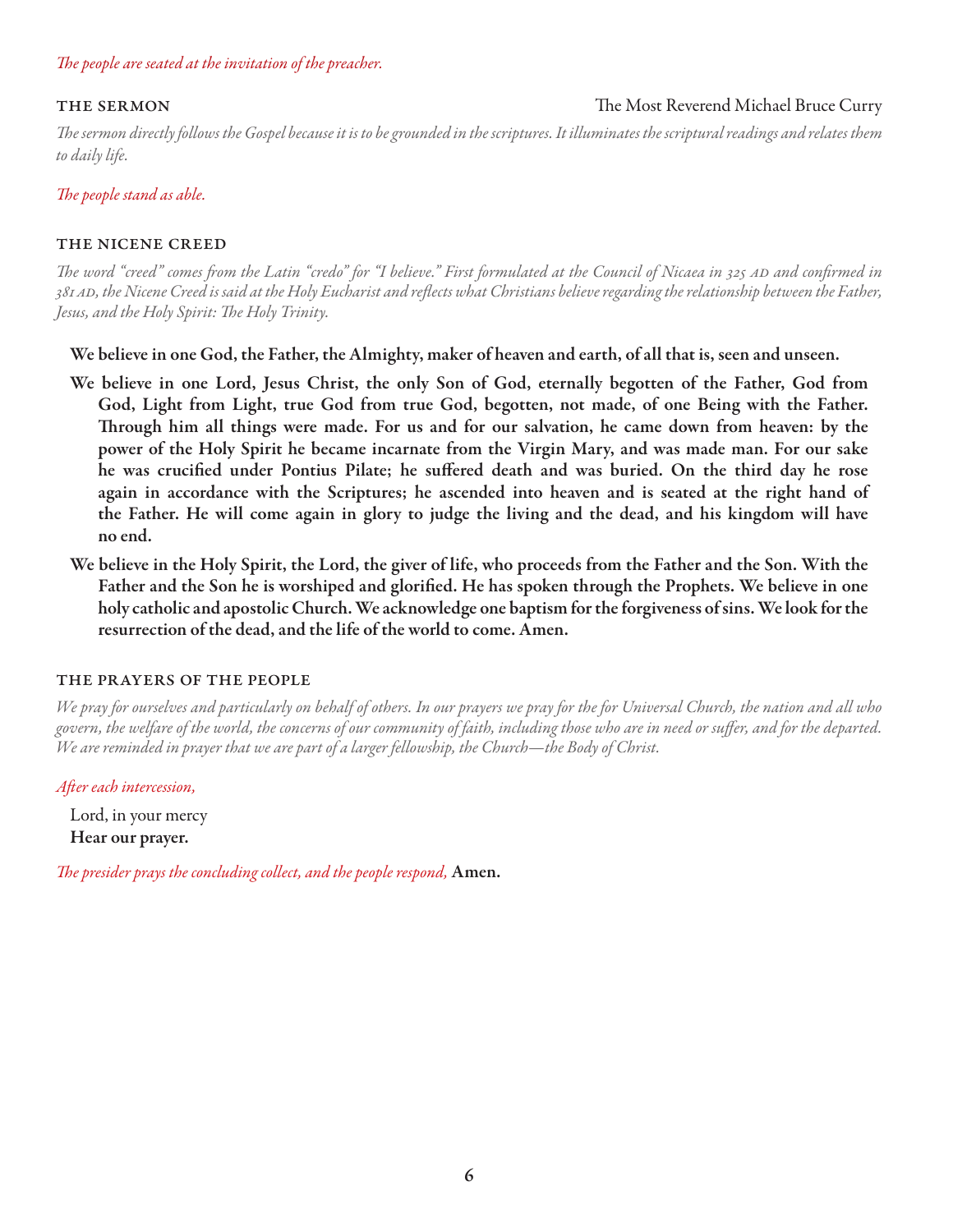*The people are seated at the invitation of the preacher.*

## THE SERMON

The Most Reverend Michael Bruce Curry

*The sermon directly follows the Gospel because it is to be grounded in the scriptures. It illuminates the scriptural readings and relates them to daily life.*

*The people stand as able.*

## THE NICENE CREED

*The word "creed" comes from the Latin "credo" for "I believe." First formulated at the Council of Nicaea in 325 AD and confirmed in 381 AD, the Nicene Creed is said at the Holy Eucharist and reflects what Christians believe regarding the relationship between the Father, Jesus, and the Holy Spirit: The Holy Trinity.*

**We believe in one God, the Father, the Almighty, maker of heaven and earth, of all that is, seen and unseen.**

**We believe in one Lord, Jesus Christ, the only Son of God, eternally begotten of the Father, God from God, Light from Light, true God from true God, begotten, not made, of one Being with the Father. Through him all things were made. For us and for our salvation, he came down from heaven: by the power of the Holy Spirit he became incarnate from the Virgin Mary, and was made man. For our sake he was crucified under Pontius Pilate; he suffered death and was buried. On the third day he rose again in accordance with the Scriptures; he ascended into heaven and is seated at the right hand of the Father. He will come again in glory to judge the living and the dead, and his kingdom will have no end.**

**We believe in the Holy Spirit, the Lord, the giver of life, who proceeds from the Father and the Son. With the Father and the Son he is worshiped and glorified. He has spoken through the Prophets. We believe in one holy catholic and apostolic Church. We acknowledge one baptism for the forgiveness of sins. We look for the resurrection of the dead, and the life of the world to come. Amen.**

## THE PRAYERS OF THE PEOPLE

*We pray for ourselves and particularly on behalf of others. In our prayers we pray for the for Universal Church, the nation and all who govern, the welfare of the world, the concerns of our community of faith, including those who are in need or suffer, and for the departed. We are reminded in prayer that we are part of a larger fellowship, the Church—the Body of Christ.*

*After each intercession,*

Lord, in your mercy
**Hear our prayer.**

*The presider prays the concluding collect, and the people respond,* **Amen.**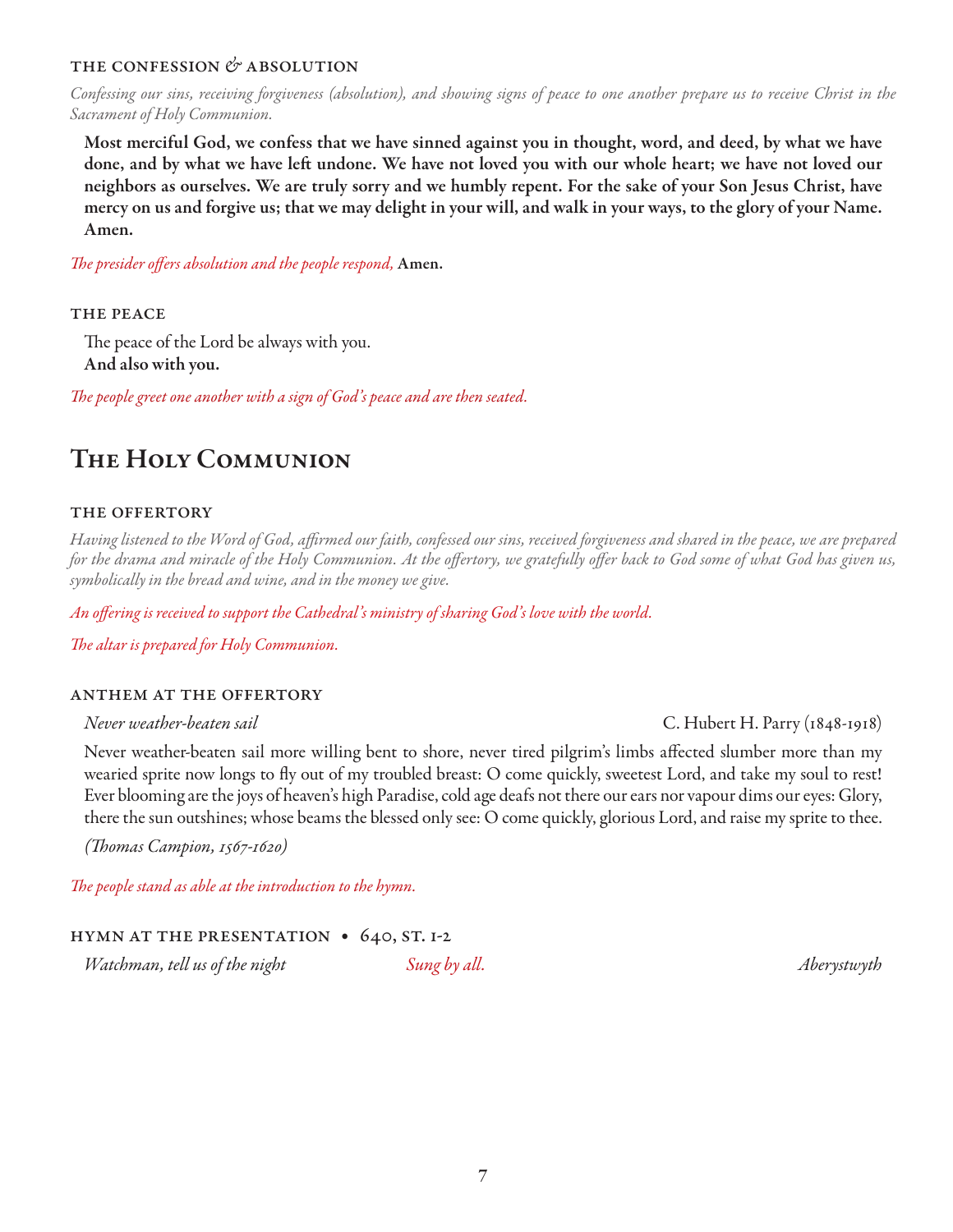### THE CONFESSION & ABSOLUTION

*Confessing our sins, receiving forgiveness (absolution), and showing signs of peace to one another prepare us to receive Christ in the Sacrament of Holy Communion.*

**Most merciful God, we confess that we have sinned against you in thought, word, and deed, by what we have done, and by what we have left undone. We have not loved you with our whole heart; we have not loved our neighbors as ourselves. We are truly sorry and we humbly repent. For the sake of your Son Jesus Christ, have mercy on us and forgive us; that we may delight in your will, and walk in your ways, to the glory of your Name. Amen.**

*The presider offers absolution and the people respond,* **Amen.**

### THE PEACE

The peace of the Lord be always with you.
**And also with you.**

*The people greet one another with a sign of God's peace and are then seated.*

## The Holy Communion

### THE OFFERTORY

*Having listened to the Word of God, affirmed our faith, confessed our sins, received forgiveness and shared in the peace, we are prepared for the drama and miracle of the Holy Communion. At the offertory, we gratefully offer back to God some of what God has given us, symbolically in the bread and wine, and in the money we give.*

*An offering is received to support the Cathedral's ministry of sharing God's love with the world.*

*The altar is prepared for Holy Communion.*

### ANTHEM AT THE OFFERTORY

*Never weather-beaten sail* — C. Hubert H. Parry (1848-1918)

Never weather-beaten sail more willing bent to shore, never tired pilgrim's limbs affected slumber more than my wearied sprite now longs to fly out of my troubled breast: O come quickly, sweetest Lord, and take my soul to rest! Ever blooming are the joys of heaven's high Paradise, cold age deafs not there our ears nor vapour dims our eyes: Glory, there the sun outshines; whose beams the blessed only see: O come quickly, glorious Lord, and raise my sprite to thee.

*(Thomas Campion, 1567-1620)*

*The people stand as able at the introduction to the hymn.*

### HYMN AT THE PRESENTATION • 640, ST. 1-2

*Watchman, tell us of the night* — *Sung by all.* — *Aberystwyth*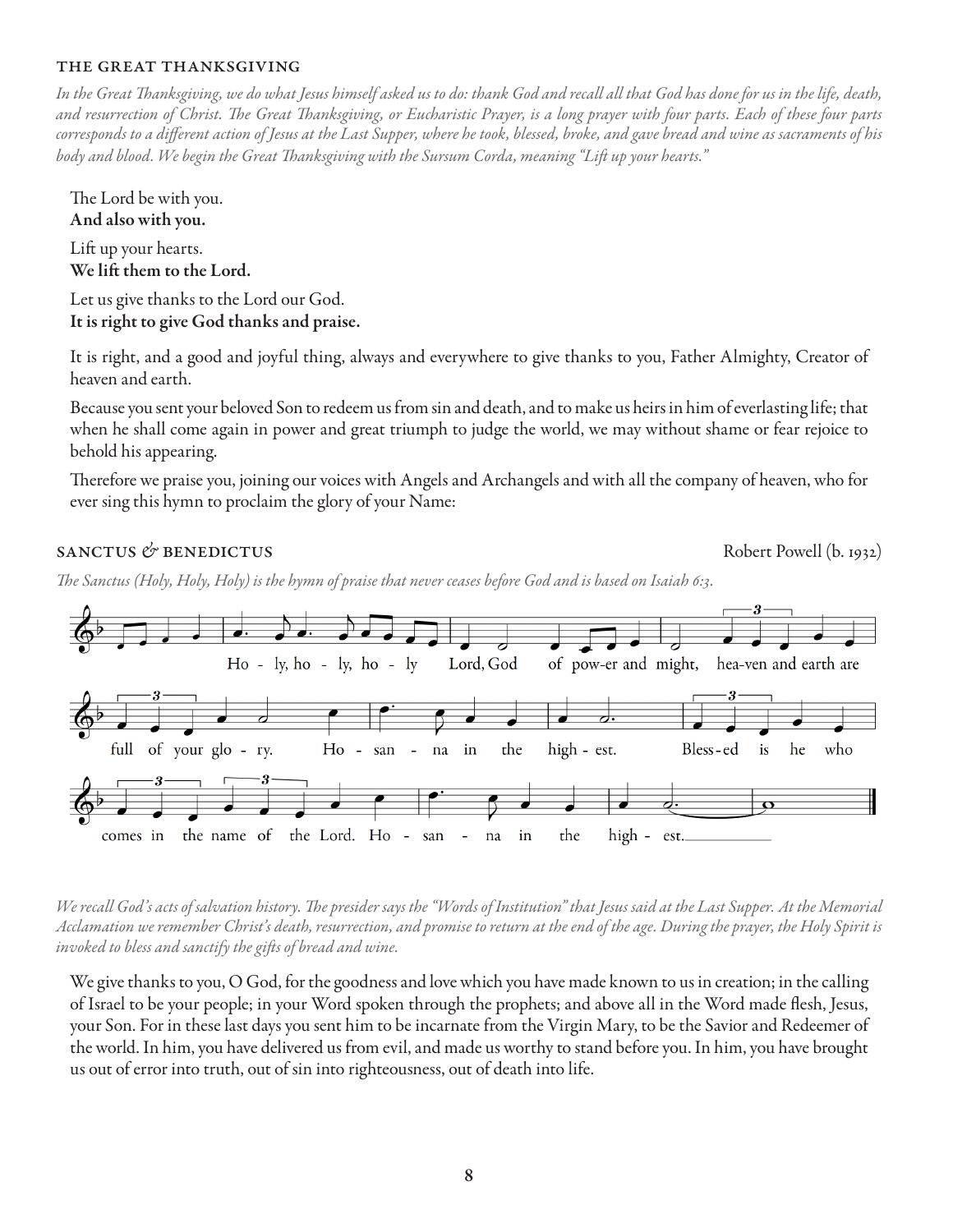### THE GREAT THANKSGIVING

*In the Great Thanksgiving, we do what Jesus himself asked us to do: thank God and recall all that God has done for us in the life, death, and resurrection of Christ. The Great Thanksgiving, or Eucharistic Prayer, is a long prayer with four parts. Each of these four parts corresponds to a different action of Jesus at the Last Supper, where he took, blessed, broke, and gave bread and wine as sacraments of his body and blood. We begin the Great Thanksgiving with the Sursum Corda, meaning "Lift up your hearts."*

The Lord be with you.
**And also with you.**

Lift up your hearts.
**We lift them to the Lord.**

Let us give thanks to the Lord our God.
**It is right to give God thanks and praise.**

It is right, and a good and joyful thing, always and everywhere to give thanks to you, Father Almighty, Creator of heaven and earth.

Because you sent your beloved Son to redeem us from sin and death, and to make us heirs in him of everlasting life; that when he shall come again in power and great triumph to judge the world, we may without shame or fear rejoice to behold his appearing.

Therefore we praise you, joining our voices with Angels and Archangels and with all the company of heaven, who for ever sing this hymn to proclaim the glory of your Name:

### SANCTUS & BENEDICTUS

Robert Powell (b. 1932)

*The Sanctus (Holy, Holy, Holy) is the hymn of praise that never ceases before God and is based on Isaiah 6:3.*

Holy, holy, holy Lord, God of power and might, heaven and earth are full of your glory. Hosanna in the highest. Blessed is he who comes in the name of the Lord. Hosanna in the highest.

*We recall God's acts of salvation history. The presider says the "Words of Institution" that Jesus said at the Last Supper. At the Memorial Acclamation we remember Christ's death, resurrection, and promise to return at the end of the age. During the prayer, the Holy Spirit is invoked to bless and sanctify the gifts of bread and wine.*

We give thanks to you, O God, for the goodness and love which you have made known to us in creation; in the calling of Israel to be your people; in your Word spoken through the prophets; and above all in the Word made flesh, Jesus, your Son. For in these last days you sent him to be incarnate from the Virgin Mary, to be the Savior and Redeemer of the world. In him, you have delivered us from evil, and made us worthy to stand before you. In him, you have brought us out of error into truth, out of sin into righteousness, out of death into life.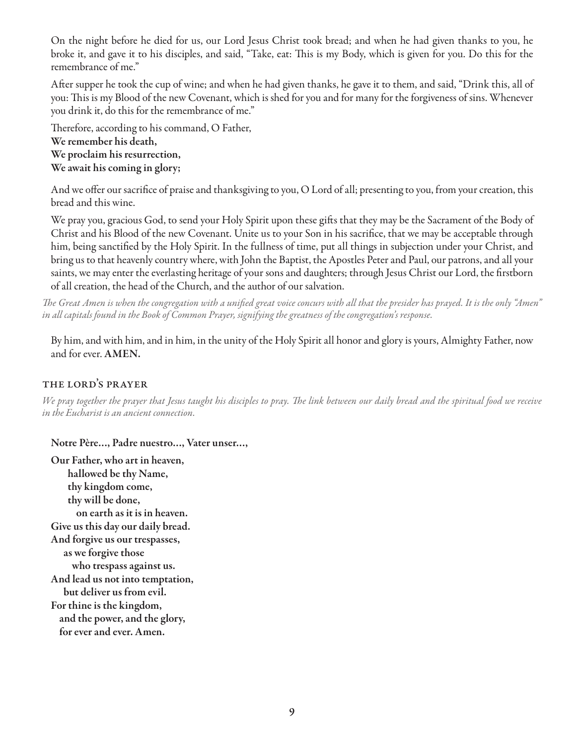On the night before he died for us, our Lord Jesus Christ took bread; and when he had given thanks to you, he broke it, and gave it to his disciples, and said, "Take, eat: This is my Body, which is given for you. Do this for the remembrance of me."

After supper he took the cup of wine; and when he had given thanks, he gave it to them, and said, "Drink this, all of you: This is my Blood of the new Covenant, which is shed for you and for many for the forgiveness of sins. Whenever you drink it, do this for the remembrance of me."

Therefore, according to his command, O Father,
**We remember his death,**
**We proclaim his resurrection,**
**We await his coming in glory;**

And we offer our sacrifice of praise and thanksgiving to you, O Lord of all; presenting to you, from your creation, this bread and this wine.

We pray you, gracious God, to send your Holy Spirit upon these gifts that they may be the Sacrament of the Body of Christ and his Blood of the new Covenant. Unite us to your Son in his sacrifice, that we may be acceptable through him, being sanctified by the Holy Spirit. In the fullness of time, put all things in subjection under your Christ, and bring us to that heavenly country where, with John the Baptist, the Apostles Peter and Paul, our patrons, and all your saints, we may enter the everlasting heritage of your sons and daughters; through Jesus Christ our Lord, the firstborn of all creation, the head of the Church, and the author of our salvation.

*The Great Amen is when the congregation with a unified great voice concurs with all that the presider has prayed. It is the only "Amen" in all capitals found in the Book of Common Prayer, signifying the greatness of the congregation's response.*

By him, and with him, and in him, in the unity of the Holy Spirit all honor and glory is yours, Almighty Father, now and for ever. **AMEN.**

### THE LORD'S PRAYER

*We pray together the prayer that Jesus taught his disciples to pray. The link between our daily bread and the spiritual food we receive in the Eucharist is an ancient connection.*

**Notre Père…, Padre nuestro…, Vater unser…,**

**Our Father, who art in heaven,**
**hallowed be thy Name,**
**thy kingdom come,**
**thy will be done,**
**on earth as it is in heaven.**
**Give us this day our daily bread.**
**And forgive us our trespasses,**
**as we forgive those**
**who trespass against us.**
**And lead us not into temptation,**
**but deliver us from evil.**
**For thine is the kingdom,**
**and the power, and the glory,**
**for ever and ever. Amen.**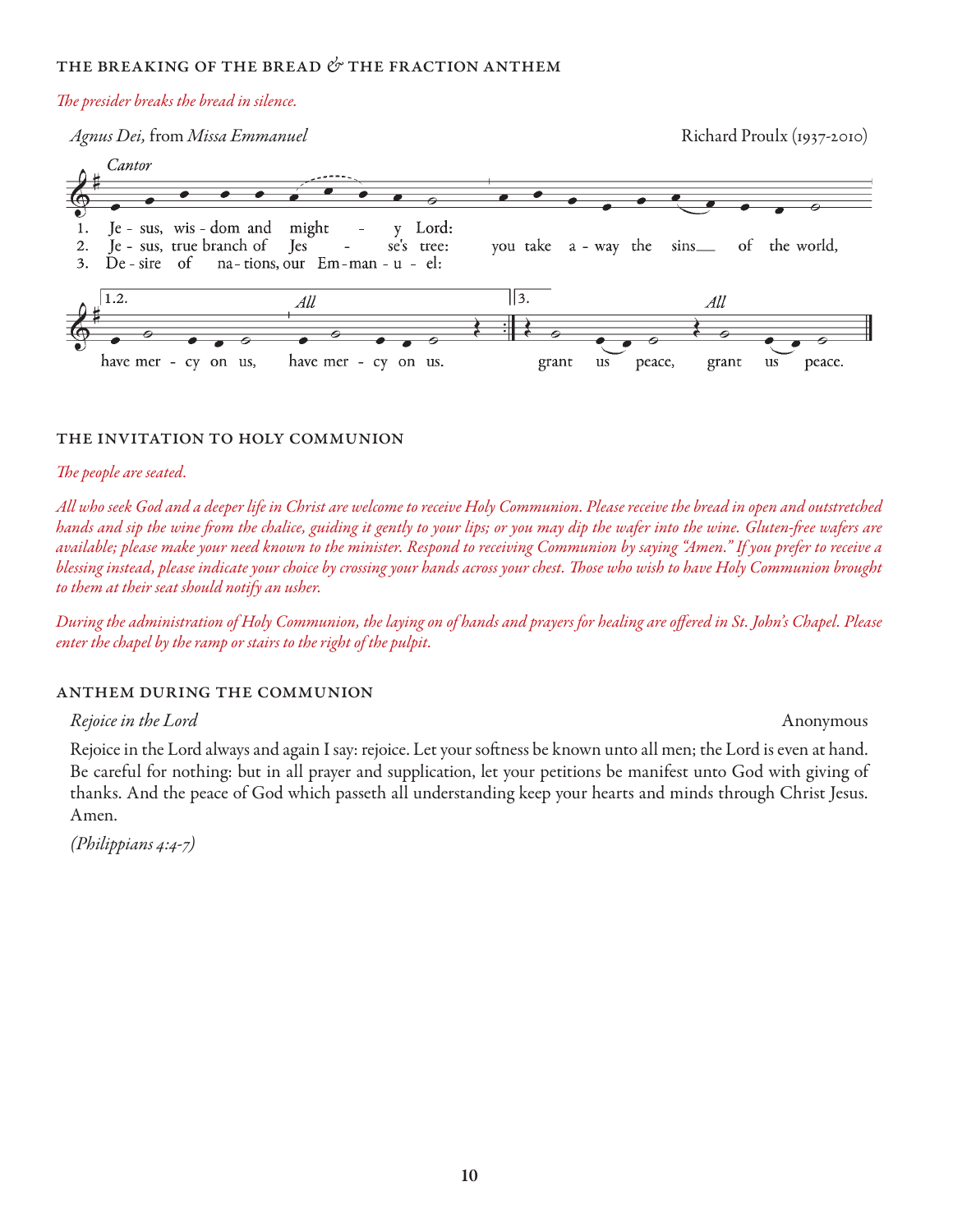## THE BREAKING OF THE BREAD & THE FRACTION ANTHEM

*The presider breaks the bread in silence.*

*Agnus Dei,* from *Missa Emmanuel* — Richard Proulx (1937-2010)

*Cantor*

1. Je - sus, wis - dom and might - y Lord:
2. Je - sus, true branch of Jes - se's tree: you take a - way the sins of the world,
3. De - sire of na - tions, our Em - man - u - el:

1.2. have mer - cy on us, *All* have mer - cy on us.

3. grant us peace, *All* grant us peace.

## THE INVITATION TO HOLY COMMUNION

*The people are seated.*

*All who seek God and a deeper life in Christ are welcome to receive Holy Communion. Please receive the bread in open and outstretched hands and sip the wine from the chalice, guiding it gently to your lips; or you may dip the wafer into the wine. Gluten-free wafers are available; please make your need known to the minister. Respond to receiving Communion by saying "Amen." If you prefer to receive a blessing instead, please indicate your choice by crossing your hands across your chest. Those who wish to have Holy Communion brought to them at their seat should notify an usher.*

*During the administration of Holy Communion, the laying on of hands and prayers for healing are offered in St. John's Chapel. Please enter the chapel by the ramp or stairs to the right of the pulpit.*

## ANTHEM DURING THE COMMUNION

*Rejoice in the Lord* — Anonymous

Rejoice in the Lord always and again I say: rejoice. Let your softness be known unto all men; the Lord is even at hand. Be careful for nothing: but in all prayer and supplication, let your petitions be manifest unto God with giving of thanks. And the peace of God which passeth all understanding keep your hearts and minds through Christ Jesus. Amen.

*(Philippians 4:4-7)*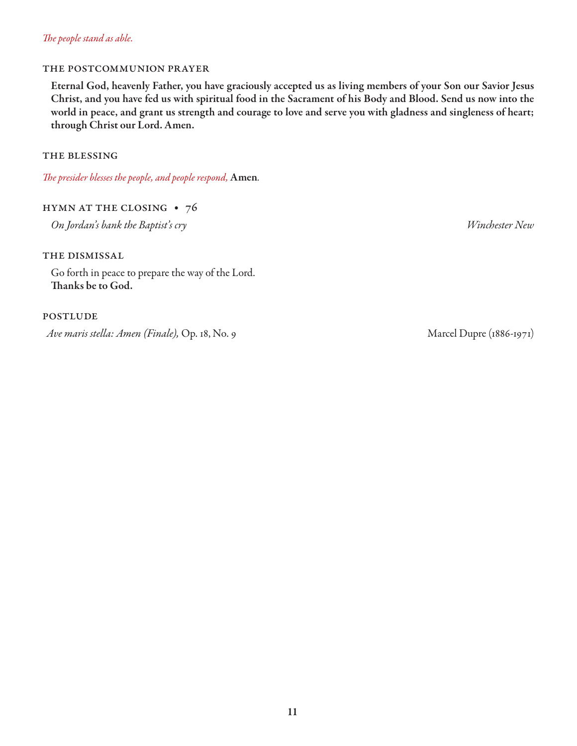*The people stand as able.*

### THE POSTCOMMUNION PRAYER

**Eternal God, heavenly Father, you have graciously accepted us as living members of your Son our Savior Jesus Christ, and you have fed us with spiritual food in the Sacrament of his Body and Blood. Send us now into the world in peace, and grant us strength and courage to love and serve you with gladness and singleness of heart; through Christ our Lord. Amen.**

### THE BLESSING

*The presider blesses the people, and people respond,* **Amen**.

### HYMN AT THE CLOSING • 76

*On Jordan's bank the Baptist's cry* — *Winchester New*

### THE DISMISSAL

Go forth in peace to prepare the way of the Lord.
**Thanks be to God.**

### POSTLUDE

*Ave maris stella: Amen (Finale),* Op. 18, No. 9 — Marcel Dupre (1886-1971)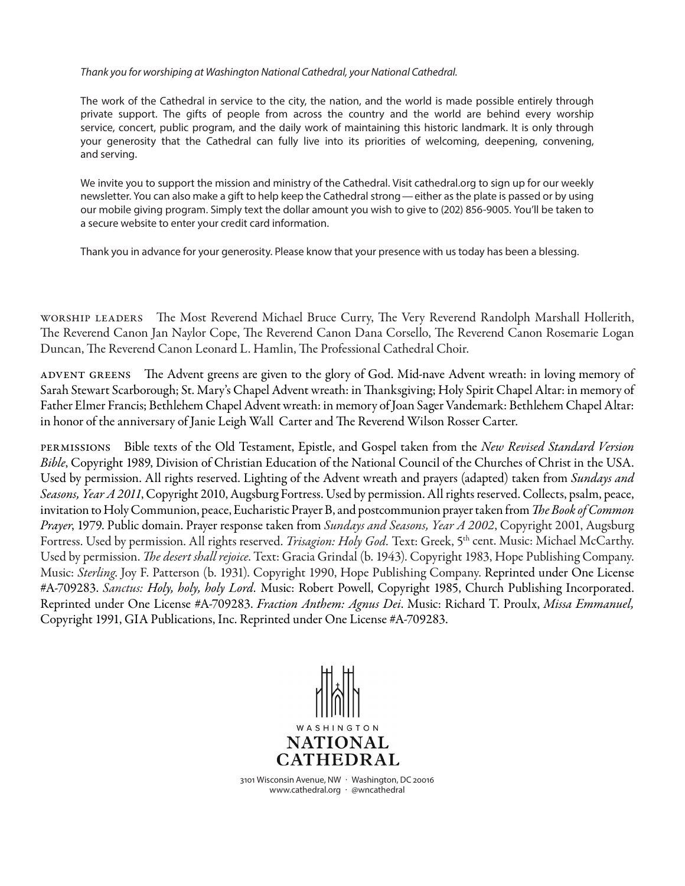*Thank you for worshiping at Washington National Cathedral, your National Cathedral.*

The work of the Cathedral in service to the city, the nation, and the world is made possible entirely through private support. The gifts of people from across the country and the world are behind every worship service, concert, public program, and the daily work of maintaining this historic landmark. It is only through your generosity that the Cathedral can fully live into its priorities of welcoming, deepening, convening, and serving.

We invite you to support the mission and ministry of the Cathedral. Visit cathedral.org to sign up for our weekly newsletter. You can also make a gift to help keep the Cathedral strong — either as the plate is passed or by using our mobile giving program. Simply text the dollar amount you wish to give to (202) 856-9005. You'll be taken to a secure website to enter your credit card information.

Thank you in advance for your generosity. Please know that your presence with us today has been a blessing.

WORSHIP LEADERS The Most Reverend Michael Bruce Curry, The Very Reverend Randolph Marshall Hollerith, The Reverend Canon Jan Naylor Cope, The Reverend Canon Dana Corsello, The Reverend Canon Rosemarie Logan Duncan, The Reverend Canon Leonard L. Hamlin, The Professional Cathedral Choir.

ADVENT GREENS The Advent greens are given to the glory of God. Mid-nave Advent wreath: in loving memory of Sarah Stewart Scarborough; St. Mary's Chapel Advent wreath: in Thanksgiving; Holy Spirit Chapel Altar: in memory of Father Elmer Francis; Bethlehem Chapel Advent wreath: in memory of Joan Sager Vandemark: Bethlehem Chapel Altar: in honor of the anniversary of Janie Leigh Wall Carter and The Reverend Wilson Rosser Carter.

PERMISSIONS Bible texts of the Old Testament, Epistle, and Gospel taken from the *New Revised Standard Version Bible*, Copyright 1989, Division of Christian Education of the National Council of the Churches of Christ in the USA. Used by permission. All rights reserved. Lighting of the Advent wreath and prayers (adapted) taken from *Sundays and Seasons, Year A 2011*, Copyright 2010, Augsburg Fortress. Used by permission. All rights reserved. Collects, psalm, peace, invitation to Holy Communion, peace, Eucharistic Prayer B, and postcommunion prayer taken from *The Book of Common Prayer*, 1979. Public domain. Prayer response taken from *Sundays and Seasons, Year A 2002*, Copyright 2001, Augsburg Fortress. Used by permission. All rights reserved. *Trisagion: Holy God*. Text: Greek, 5th cent. Music: Michael McCarthy. Used by permission. *The desert shall rejoice*. Text: Gracia Grindal (b. 1943). Copyright 1983, Hope Publishing Company. Music: *Sterling*. Joy F. Patterson (b. 1931). Copyright 1990, Hope Publishing Company. Reprinted under One License #A-709283. *Sanctus: Holy, holy, holy Lord*. Music: Robert Powell, Copyright 1985, Church Publishing Incorporated. Reprinted under One License #A-709283. *Fraction Anthem: Agnus Dei*. Music: Richard T. Proulx, *Missa Emmanuel,* Copyright 1991, GIA Publications, Inc. Reprinted under One License #A-709283.

WASHINGTON
NATIONAL
CATHEDRAL

3101 Wisconsin Avenue, NW · Washington, DC 20016
www.cathedral.org · @wncathedral